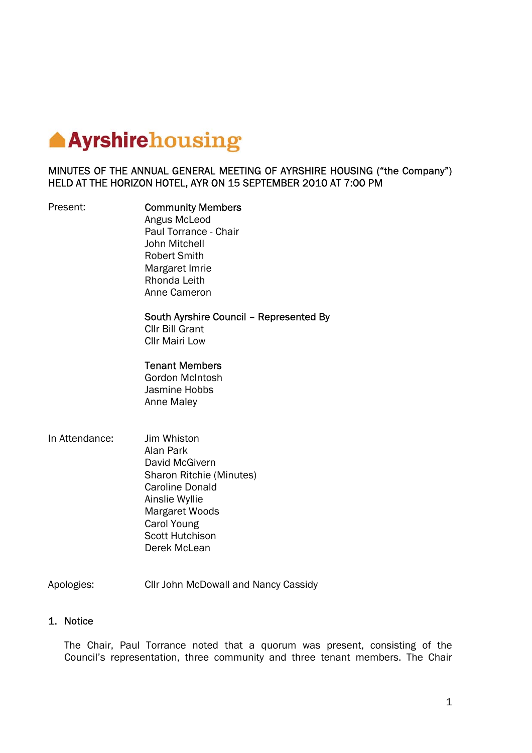# Ayrshirehousing

MINUTES OF THE ANNUAL GENERAL MEETING OF AYRSHIRE HOUSING ("the Company") HELD AT THE HORIZON HOTEL, AYR ON 15 SEPTEMBER 2010 AT 7:00 PM

| | |
|---|---|
| Present: | **Community Members** |
| | Angus McLeod |
| | Paul Torrance - Chair |
| | John Mitchell |
| | Robert Smith |
| | Margaret Imrie |
| | Rhonda Leith |
| | Anne Cameron |
| | |
| | **South Ayrshire Council – Represented By** |
| | Cllr Bill Grant |
| | Cllr Mairi Low |
| | |
| | **Tenant Members** |
| | Gordon McIntosh |
| | Jasmine Hobbs |
| | Anne Maley |
| | |
| In Attendance: | Jim Whiston |
| | Alan Park |
| | David McGivern |
| | Sharon Ritchie (Minutes) |
| | Caroline Donald |
| | Ainslie Wyllie |
| | Margaret Woods |
| | Carol Young |
| | Scott Hutchison |
| | Derek McLean |
| | |
| Apologies: | Cllr John McDowall and Nancy Cassidy |

## 1. Notice

The Chair, Paul Torrance noted that a quorum was present, consisting of the Council's representation, three community and three tenant members. The Chair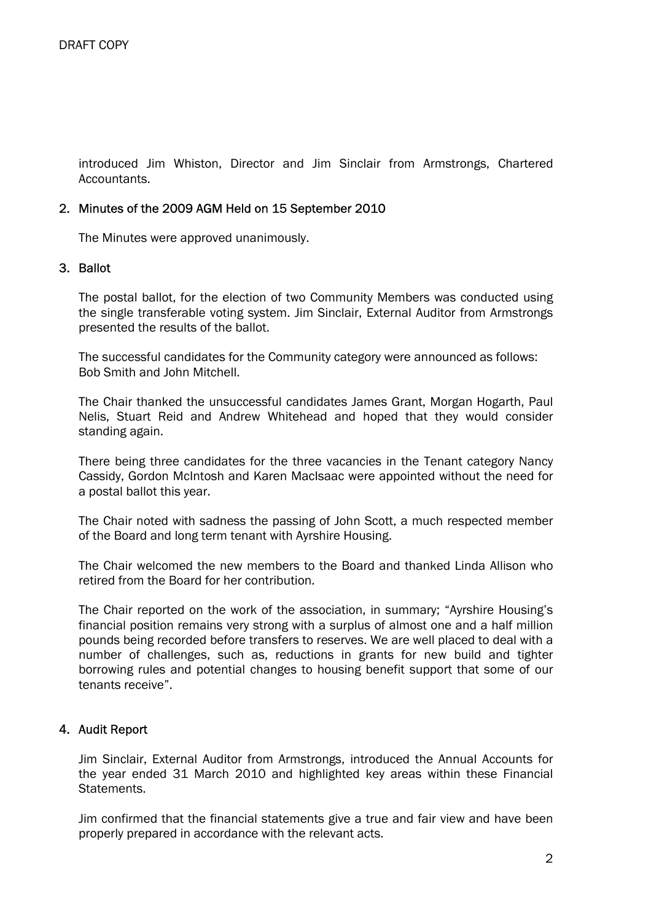DRAFT COPY

introduced Jim Whiston, Director and Jim Sinclair from Armstrongs, Chartered Accountants.

2. Minutes of the 2009 AGM Held on 15 September 2010

   The Minutes were approved unanimously.

3. Ballot

   The postal ballot, for the election of two Community Members was conducted using the single transferable voting system. Jim Sinclair, External Auditor from Armstrongs presented the results of the ballot.

   The successful candidates for the Community category were announced as follows: Bob Smith and John Mitchell.

   The Chair thanked the unsuccessful candidates James Grant, Morgan Hogarth, Paul Nelis, Stuart Reid and Andrew Whitehead and hoped that they would consider standing again.

   There being three candidates for the three vacancies in the Tenant category Nancy Cassidy, Gordon McIntosh and Karen MacIsaac were appointed without the need for a postal ballot this year.

   The Chair noted with sadness the passing of John Scott, a much respected member of the Board and long term tenant with Ayrshire Housing.

   The Chair welcomed the new members to the Board and thanked Linda Allison who retired from the Board for her contribution.

   The Chair reported on the work of the association, in summary; "Ayrshire Housing's financial position remains very strong with a surplus of almost one and a half million pounds being recorded before transfers to reserves. We are well placed to deal with a number of challenges, such as, reductions in grants for new build and tighter borrowing rules and potential changes to housing benefit support that some of our tenants receive".

4. Audit Report

   Jim Sinclair, External Auditor from Armstrongs, introduced the Annual Accounts for the year ended 31 March 2010 and highlighted key areas within these Financial Statements.

   Jim confirmed that the financial statements give a true and fair view and have been properly prepared in accordance with the relevant acts.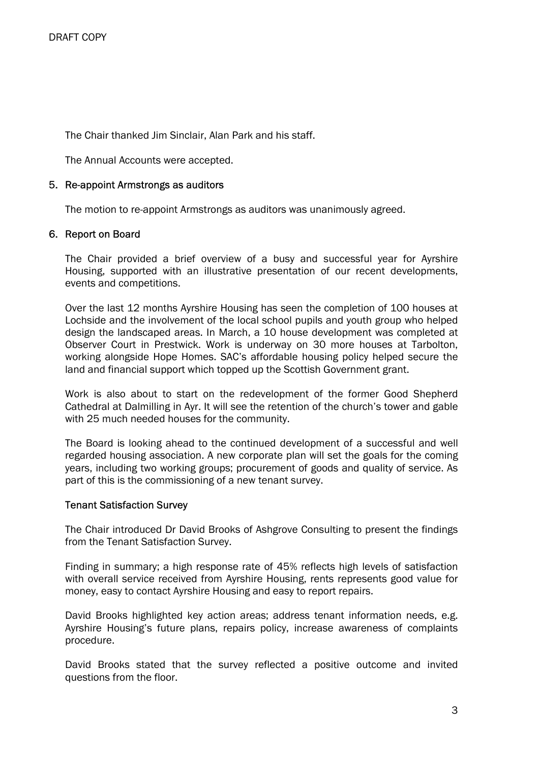DRAFT COPY

The Chair thanked Jim Sinclair, Alan Park and his staff.

The Annual Accounts were accepted.

## 5. Re-appoint Armstrongs as auditors

The motion to re-appoint Armstrongs as auditors was unanimously agreed.

## 6. Report on Board

The Chair provided a brief overview of a busy and successful year for Ayrshire Housing, supported with an illustrative presentation of our recent developments, events and competitions.

Over the last 12 months Ayrshire Housing has seen the completion of 100 houses at Lochside and the involvement of the local school pupils and youth group who helped design the landscaped areas. In March, a 10 house development was completed at Observer Court in Prestwick. Work is underway on 30 more houses at Tarbolton, working alongside Hope Homes. SAC's affordable housing policy helped secure the land and financial support which topped up the Scottish Government grant.

Work is also about to start on the redevelopment of the former Good Shepherd Cathedral at Dalmilling in Ayr. It will see the retention of the church's tower and gable with 25 much needed houses for the community.

The Board is looking ahead to the continued development of a successful and well regarded housing association. A new corporate plan will set the goals for the coming years, including two working groups; procurement of goods and quality of service. As part of this is the commissioning of a new tenant survey.

### Tenant Satisfaction Survey

The Chair introduced Dr David Brooks of Ashgrove Consulting to present the findings from the Tenant Satisfaction Survey.

Finding in summary; a high response rate of 45% reflects high levels of satisfaction with overall service received from Ayrshire Housing, rents represents good value for money, easy to contact Ayrshire Housing and easy to report repairs.

David Brooks highlighted key action areas; address tenant information needs, e.g. Ayrshire Housing's future plans, repairs policy, increase awareness of complaints procedure.

David Brooks stated that the survey reflected a positive outcome and invited questions from the floor.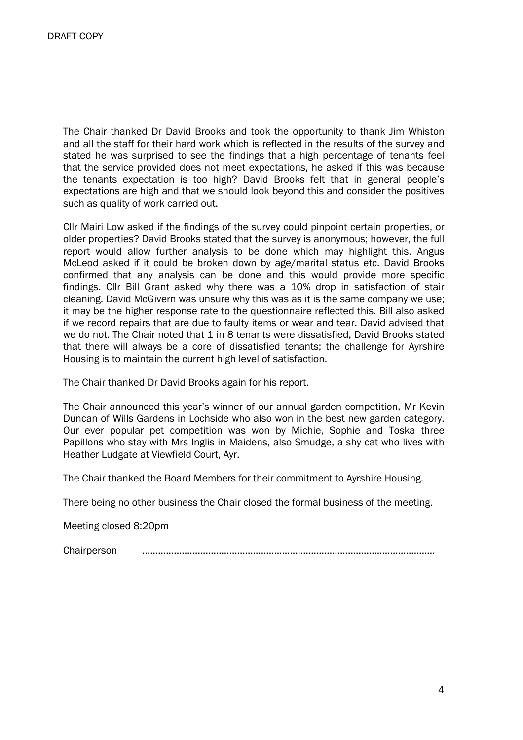DRAFT COPY

The Chair thanked Dr David Brooks and took the opportunity to thank Jim Whiston and all the staff for their hard work which is reflected in the results of the survey and stated he was surprised to see the findings that a high percentage of tenants feel that the service provided does not meet expectations, he asked if this was because the tenants expectation is too high? David Brooks felt that in general people's expectations are high and that we should look beyond this and consider the positives such as quality of work carried out.

Cllr Mairi Low asked if the findings of the survey could pinpoint certain properties, or older properties? David Brooks stated that the survey is anonymous; however, the full report would allow further analysis to be done which may highlight this. Angus McLeod asked if it could be broken down by age/marital status etc. David Brooks confirmed that any analysis can be done and this would provide more specific findings. Cllr Bill Grant asked why there was a 10% drop in satisfaction of stair cleaning. David McGivern was unsure why this was as it is the same company we use; it may be the higher response rate to the questionnaire reflected this. Bill also asked if we record repairs that are due to faulty items or wear and tear. David advised that we do not. The Chair noted that 1 in 8 tenants were dissatisfied, David Brooks stated that there will always be a core of dissatisfied tenants; the challenge for Ayrshire Housing is to maintain the current high level of satisfaction.

The Chair thanked Dr David Brooks again for his report.

The Chair announced this year's winner of our annual garden competition, Mr Kevin Duncan of Wills Gardens in Lochside who also won in the best new garden category. Our ever popular pet competition was won by Michie, Sophie and Toska three Papillons who stay with Mrs Inglis in Maidens, also Smudge, a shy cat who lives with Heather Ludgate at Viewfield Court, Ayr.

The Chair thanked the Board Members for their commitment to Ayrshire Housing.

There being no other business the Chair closed the formal business of the meeting.

Meeting closed 8:20pm

Chairperson ..............................................................................................................